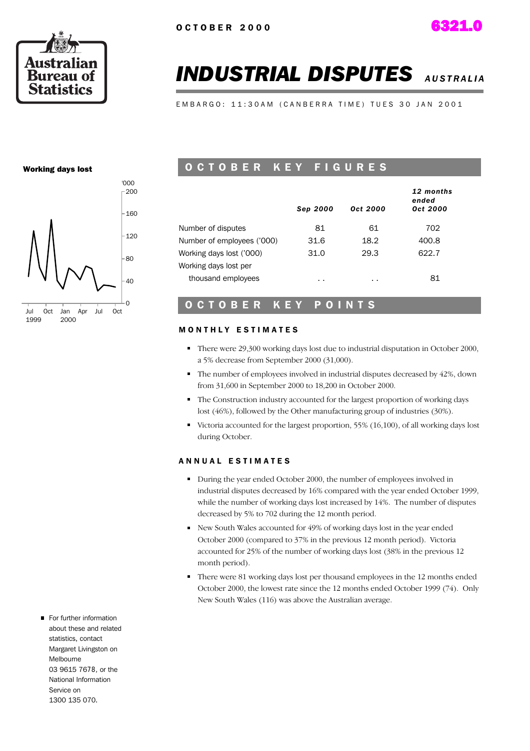OCTOBER 2000

6321.0

# INDUSTRIAL DISPUTES AUSTRALIA

EMBARGO: 11:30AM (CANBERRA TIME) TUES 30 JAN 2001

**Working days lost**

## OCTOBER KEY FIGURES

| | Sep 2000 | Oct 2000 | 12 months ended Oct 2000 |
|---|---|---|---|
| Number of disputes | 81 | 61 | 702 |
| Number of employees ('000) | 31.6 | 18.2 | 400.8 |
| Working days lost ('000) | 31.0 | 29.3 | 622.7 |
| Working days lost per thousand employees | . . | . . | 81 |

## OCTOBER KEY POINTS

### MONTHLY ESTIMATES

- There were 29,300 working days lost due to industrial disputation in October 2000, a 5% decrease from September 2000 (31,000).
- The number of employees involved in industrial disputes decreased by 42%, down from 31,600 in September 2000 to 18,200 in October 2000.
- The Construction industry accounted for the largest proportion of working days lost (46%), followed by the Other manufacturing group of industries (30%).
- Victoria accounted for the largest proportion, 55% (16,100), of all working days lost during October.

### ANNUAL ESTIMATES

- During the year ended October 2000, the number of employees involved in industrial disputes decreased by 16% compared with the year ended October 1999, while the number of working days lost increased by 14%. The number of disputes decreased by 5% to 702 during the 12 month period.
- New South Wales accounted for 49% of working days lost in the year ended October 2000 (compared to 37% in the previous 12 month period). Victoria accounted for 25% of the number of working days lost (38% in the previous 12 month period).
- There were 81 working days lost per thousand employees in the 12 months ended October 2000, the lowest rate since the 12 months ended October 1999 (74). Only New South Wales (116) was above the Australian average.

- For further information about these and related statistics, contact Margaret Livingston on Melbourne 03 9615 7678, or the National Information Service on 1300 135 070.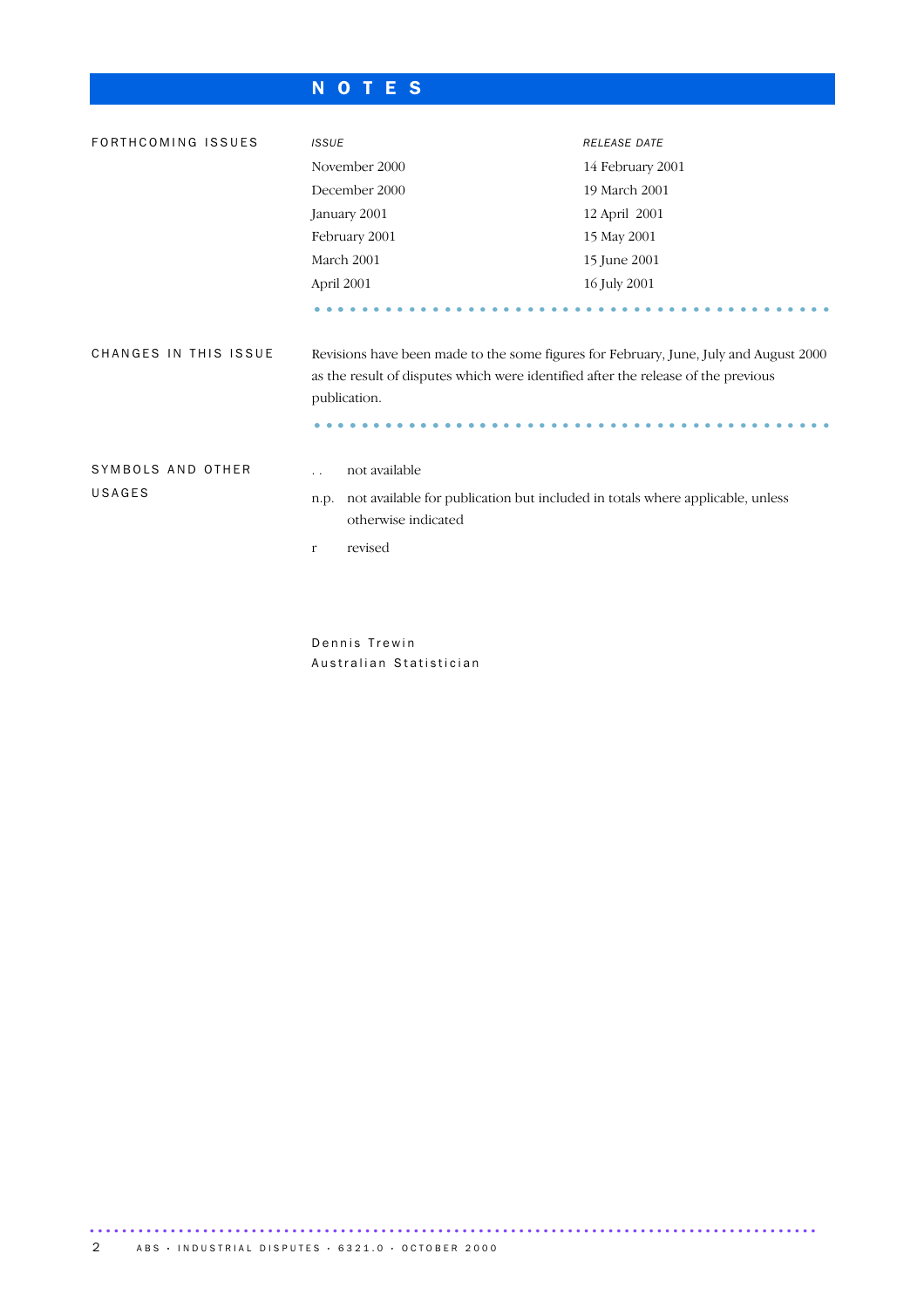# NOTES

## FORTHCOMING ISSUES

| *ISSUE* | *RELEASE DATE* |
|---|---|
| November 2000 | 14 February 2001 |
| December 2000 | 19 March 2001 |
| January 2001 | 12 April 2001 |
| February 2001 | 15 May 2001 |
| March 2001 | 15 June 2001 |
| April 2001 | 16 July 2001 |

## CHANGES IN THIS ISSUE

Revisions have been made to the some figures for February, June, July and August 2000 as the result of disputes which were identified after the release of the previous publication.

## SYMBOLS AND OTHER USAGES

- .. not available
- n.p. not available for publication but included in totals where applicable, unless otherwise indicated
- r revised

Dennis Trewin
Australian Statistician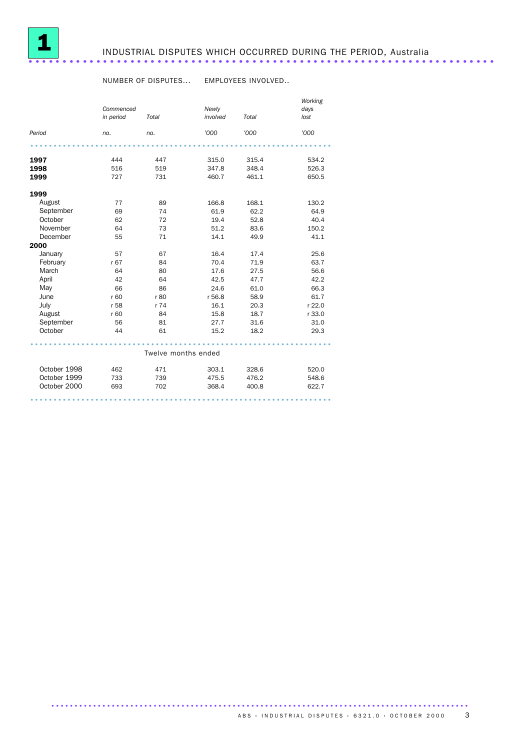# 1 INDUSTRIAL DISPUTES WHICH OCCURRED DURING THE PERIOD, Australia

| | NUMBER OF DISPUTES... | | EMPLOYEES INVOLVED.. | | |
|---|---|---|---|---|---|
| | *Commenced in period* | *Total* | *Newly involved* | *Total* | *Working days lost* |
| *Period* | *no.* | *no.* | *'000* | *'000* | *'000* |
| **1997** | 444 | 447 | 315.0 | 315.4 | 534.2 |
| **1998** | 516 | 519 | 347.8 | 348.4 | 526.3 |
| **1999** | 727 | 731 | 460.7 | 461.1 | 650.5 |
| **1999** | | | | | |
| August | 77 | 89 | 166.8 | 168.1 | 130.2 |
| September | 69 | 74 | 61.9 | 62.2 | 64.9 |
| October | 62 | 72 | 19.4 | 52.8 | 40.4 |
| November | 64 | 73 | 51.2 | 83.6 | 150.2 |
| December | 55 | 71 | 14.1 | 49.9 | 41.1 |
| **2000** | | | | | |
| January | 57 | 67 | 16.4 | 17.4 | 25.6 |
| February | r 67 | 84 | 70.4 | 71.9 | 63.7 |
| March | 64 | 80 | 17.6 | 27.5 | 56.6 |
| April | 42 | 64 | 42.5 | 47.7 | 42.2 |
| May | 66 | 86 | 24.6 | 61.0 | 66.3 |
| June | r 60 | r 80 | r 56.8 | 58.9 | 61.7 |
| July | r 58 | r 74 | 16.1 | 20.3 | r 22.0 |
| August | r 60 | 84 | 15.8 | 18.7 | r 33.0 |
| September | 56 | 81 | 27.7 | 31.6 | 31.0 |
| October | 44 | 61 | 15.2 | 18.2 | 29.3 |
| **Twelve months ended** | | | | | |
| October 1998 | 462 | 471 | 303.1 | 328.6 | 520.0 |
| October 1999 | 733 | 739 | 475.5 | 476.2 | 548.6 |
| October 2000 | 693 | 702 | 368.4 | 400.8 | 622.7 |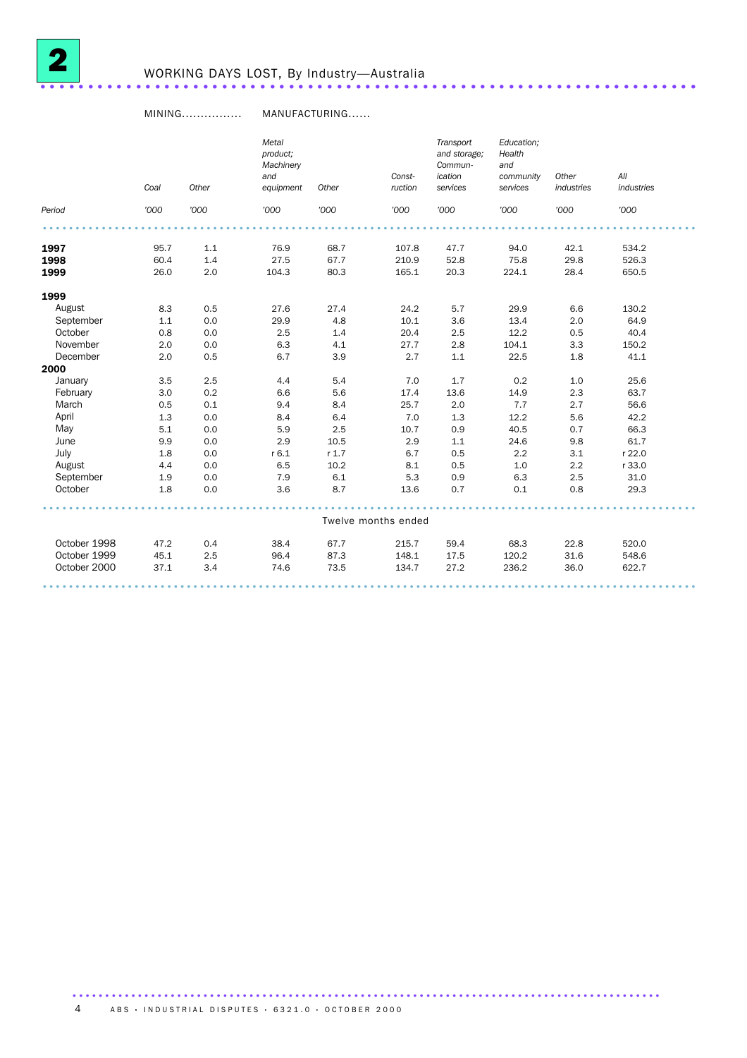## 2 WORKING DAYS LOST, By Industry—Australia

| Period | MINING | | MANUFACTURING | | | | | | |
|---|---|---|---|---|---|---|---|---|---|
| | Coal | Other | Metal product; Machinery and equipment | Other | Construction | Transport and storage; Communication services | Education; Health and community services | Other industries | All industries |
| | '000 | '000 | '000 | '000 | '000 | '000 | '000 | '000 | '000 |
| **1997** | 95.7 | 1.1 | 76.9 | 68.7 | 107.8 | 47.7 | 94.0 | 42.1 | 534.2 |
| **1998** | 60.4 | 1.4 | 27.5 | 67.7 | 210.9 | 52.8 | 75.8 | 29.8 | 526.3 |
| **1999** | 26.0 | 2.0 | 104.3 | 80.3 | 165.1 | 20.3 | 224.1 | 28.4 | 650.5 |
| **1999** | | | | | | | | | |
| August | 8.3 | 0.5 | 27.6 | 27.4 | 24.2 | 5.7 | 29.9 | 6.6 | 130.2 |
| September | 1.1 | 0.0 | 29.9 | 4.8 | 10.1 | 3.6 | 13.4 | 2.0 | 64.9 |
| October | 0.8 | 0.0 | 2.5 | 1.4 | 20.4 | 2.5 | 12.2 | 0.5 | 40.4 |
| November | 2.0 | 0.0 | 6.3 | 4.1 | 27.7 | 2.8 | 104.1 | 3.3 | 150.2 |
| December | 2.0 | 0.5 | 6.7 | 3.9 | 2.7 | 1.1 | 22.5 | 1.8 | 41.1 |
| **2000** | | | | | | | | | |
| January | 3.5 | 2.5 | 4.4 | 5.4 | 7.0 | 1.7 | 0.2 | 1.0 | 25.6 |
| February | 3.0 | 0.2 | 6.6 | 5.6 | 17.4 | 13.6 | 14.9 | 2.3 | 63.7 |
| March | 0.5 | 0.1 | 9.4 | 8.4 | 25.7 | 2.0 | 7.7 | 2.7 | 56.6 |
| April | 1.3 | 0.0 | 8.4 | 6.4 | 7.0 | 1.3 | 12.2 | 5.6 | 42.2 |
| May | 5.1 | 0.0 | 5.9 | 2.5 | 10.7 | 0.9 | 40.5 | 0.7 | 66.3 |
| June | 9.9 | 0.0 | 2.9 | 10.5 | 2.9 | 1.1 | 24.6 | 9.8 | 61.7 |
| July | 1.8 | 0.0 | r 6.1 | r 1.7 | 6.7 | 0.5 | 2.2 | 3.1 | r 22.0 |
| August | 4.4 | 0.0 | 6.5 | 10.2 | 8.1 | 0.5 | 1.0 | 2.2 | r 33.0 |
| September | 1.9 | 0.0 | 7.9 | 6.1 | 5.3 | 0.9 | 6.3 | 2.5 | 31.0 |
| October | 1.8 | 0.0 | 3.6 | 8.7 | 13.6 | 0.7 | 0.1 | 0.8 | 29.3 |
| **Twelve months ended** | | | | | | | | | |
| October 1998 | 47.2 | 0.4 | 38.4 | 67.7 | 215.7 | 59.4 | 68.3 | 22.8 | 520.0 |
| October 1999 | 45.1 | 2.5 | 96.4 | 87.3 | 148.1 | 17.5 | 120.2 | 31.6 | 548.6 |
| October 2000 | 37.1 | 3.4 | 74.6 | 73.5 | 134.7 | 27.2 | 236.2 | 36.0 | 622.7 |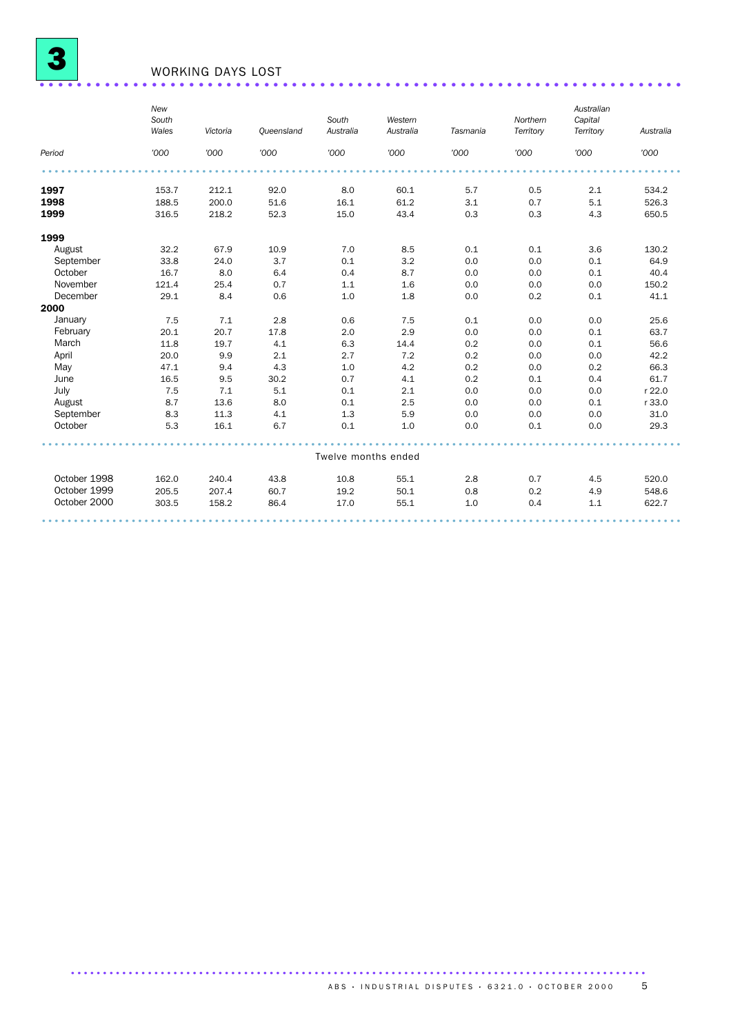# 3 WORKING DAYS LOST

| Period | New South Wales | Victoria | Queensland | South Australia | Western Australia | Tasmania | Northern Territory | Australian Capital Territory | Australia |
|---|---|---|---|---|---|---|---|---|---|
| | '000 | '000 | '000 | '000 | '000 | '000 | '000 | '000 | '000 |
| **1997** | 153.7 | 212.1 | 92.0 | 8.0 | 60.1 | 5.7 | 0.5 | 2.1 | 534.2 |
| **1998** | 188.5 | 200.0 | 51.6 | 16.1 | 61.2 | 3.1 | 0.7 | 5.1 | 526.3 |
| **1999** | 316.5 | 218.2 | 52.3 | 15.0 | 43.4 | 0.3 | 0.3 | 4.3 | 650.5 |
| **1999** | | | | | | | | | |
| August | 32.2 | 67.9 | 10.9 | 7.0 | 8.5 | 0.1 | 0.1 | 3.6 | 130.2 |
| September | 33.8 | 24.0 | 3.7 | 0.1 | 3.2 | 0.0 | 0.0 | 0.1 | 64.9 |
| October | 16.7 | 8.0 | 6.4 | 0.4 | 8.7 | 0.0 | 0.0 | 0.1 | 40.4 |
| November | 121.4 | 25.4 | 0.7 | 1.1 | 1.6 | 0.0 | 0.0 | 0.0 | 150.2 |
| December | 29.1 | 8.4 | 0.6 | 1.0 | 1.8 | 0.0 | 0.2 | 0.1 | 41.1 |
| **2000** | | | | | | | | | |
| January | 7.5 | 7.1 | 2.8 | 0.6 | 7.5 | 0.1 | 0.0 | 0.0 | 25.6 |
| February | 20.1 | 20.7 | 17.8 | 2.0 | 2.9 | 0.0 | 0.0 | 0.1 | 63.7 |
| March | 11.8 | 19.7 | 4.1 | 6.3 | 14.4 | 0.2 | 0.0 | 0.1 | 56.6 |
| April | 20.0 | 9.9 | 2.1 | 2.7 | 7.2 | 0.2 | 0.0 | 0.0 | 42.2 |
| May | 47.1 | 9.4 | 4.3 | 1.0 | 4.2 | 0.2 | 0.0 | 0.2 | 66.3 |
| June | 16.5 | 9.5 | 30.2 | 0.7 | 4.1 | 0.2 | 0.1 | 0.4 | 61.7 |
| July | 7.5 | 7.1 | 5.1 | 0.1 | 2.1 | 0.0 | 0.0 | 0.0 | r 22.0 |
| August | 8.7 | 13.6 | 8.0 | 0.1 | 2.5 | 0.0 | 0.0 | 0.1 | r 33.0 |
| September | 8.3 | 11.3 | 4.1 | 1.3 | 5.9 | 0.0 | 0.0 | 0.0 | 31.0 |
| October | 5.3 | 16.1 | 6.7 | 0.1 | 1.0 | 0.0 | 0.1 | 0.0 | 29.3 |
| **Twelve months ended** | | | | | | | | | |
| October 1998 | 162.0 | 240.4 | 43.8 | 10.8 | 55.1 | 2.8 | 0.7 | 4.5 | 520.0 |
| October 1999 | 205.5 | 207.4 | 60.7 | 19.2 | 50.1 | 0.8 | 0.2 | 4.9 | 548.6 |
| October 2000 | 303.5 | 158.2 | 86.4 | 17.0 | 55.1 | 1.0 | 0.4 | 1.1 | 622.7 |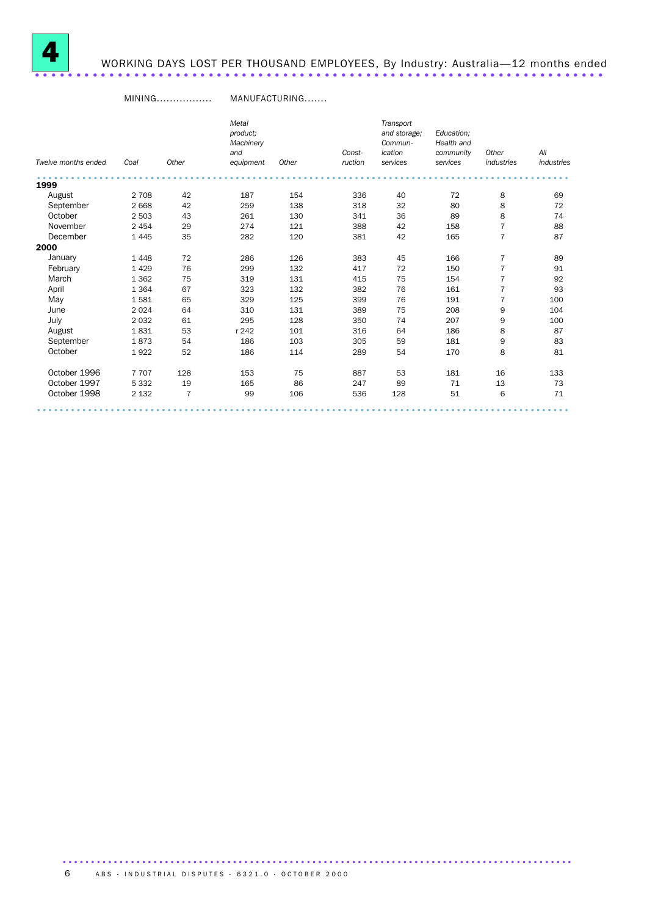# 4 WORKING DAYS LOST PER THOUSAND EMPLOYEES, By Industry: Australia—12 months ended

| | MINING | | MANUFACTURING | | | | | | |
|---|---|---|---|---|---|---|---|---|---|
| *Twelve months ended* | *Coal* | *Other* | *Metal product; Machinery and equipment* | *Other* | *Construction* | *Transport and storage; Communication services* | *Education; Health and community services* | *Other industries* | *All industries* |
| **1999** | | | | | | | | | |
| August | 2 708 | 42 | 187 | 154 | 336 | 40 | 72 | 8 | 69 |
| September | 2 668 | 42 | 259 | 138 | 318 | 32 | 80 | 8 | 72 |
| October | 2 503 | 43 | 261 | 130 | 341 | 36 | 89 | 8 | 74 |
| November | 2 454 | 29 | 274 | 121 | 388 | 42 | 158 | 7 | 88 |
| December | 1 445 | 35 | 282 | 120 | 381 | 42 | 165 | 7 | 87 |
| **2000** | | | | | | | | | |
| January | 1 448 | 72 | 286 | 126 | 383 | 45 | 166 | 7 | 89 |
| February | 1 429 | 76 | 299 | 132 | 417 | 72 | 150 | 7 | 91 |
| March | 1 362 | 75 | 319 | 131 | 415 | 75 | 154 | 7 | 92 |
| April | 1 364 | 67 | 323 | 132 | 382 | 76 | 161 | 7 | 93 |
| May | 1 581 | 65 | 329 | 125 | 399 | 76 | 191 | 7 | 100 |
| June | 2 024 | 64 | 310 | 131 | 389 | 75 | 208 | 9 | 104 |
| July | 2 032 | 61 | 295 | 128 | 350 | 74 | 207 | 9 | 100 |
| August | 1 831 | 53 | r 242 | 101 | 316 | 64 | 186 | 8 | 87 |
| September | 1 873 | 54 | 186 | 103 | 305 | 59 | 181 | 9 | 83 |
| October | 1 922 | 52 | 186 | 114 | 289 | 54 | 170 | 8 | 81 |
| October 1996 | 7 707 | 128 | 153 | 75 | 887 | 53 | 181 | 16 | 133 |
| October 1997 | 5 332 | 19 | 165 | 86 | 247 | 89 | 71 | 13 | 73 |
| October 1998 | 2 132 | 7 | 99 | 106 | 536 | 128 | 51 | 6 | 71 |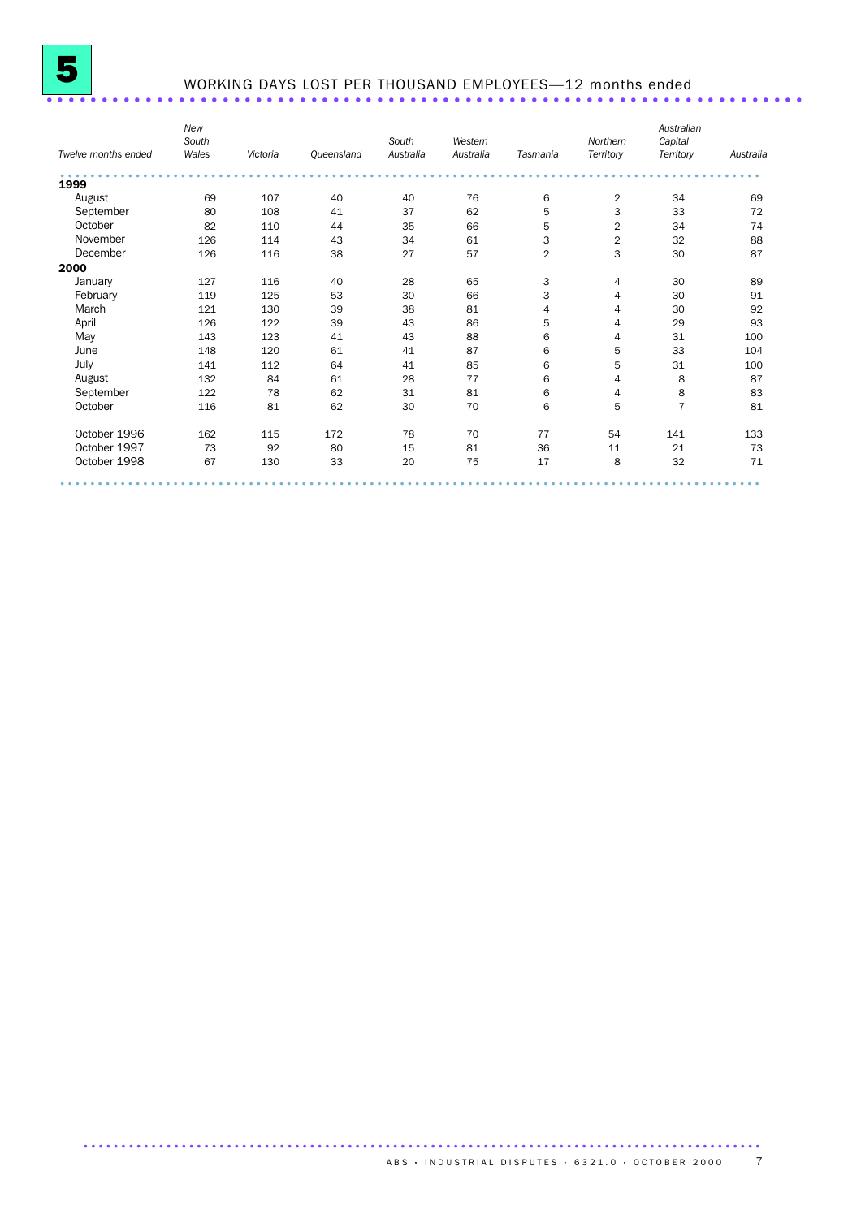# 5 WORKING DAYS LOST PER THOUSAND EMPLOYEES—12 months ended

| *Twelve months ended* | *New South Wales* | *Victoria* | *Queensland* | *South Australia* | *Western Australia* | *Tasmania* | *Northern Territory* | *Australian Capital Territory* | *Australia* |
|---|---|---|---|---|---|---|---|---|---|
| **1999** | | | | | | | | | |
| August | 69 | 107 | 40 | 40 | 76 | 6 | 2 | 34 | 69 |
| September | 80 | 108 | 41 | 37 | 62 | 5 | 3 | 33 | 72 |
| October | 82 | 110 | 44 | 35 | 66 | 5 | 2 | 34 | 74 |
| November | 126 | 114 | 43 | 34 | 61 | 3 | 2 | 32 | 88 |
| December | 126 | 116 | 38 | 27 | 57 | 2 | 3 | 30 | 87 |
| **2000** | | | | | | | | | |
| January | 127 | 116 | 40 | 28 | 65 | 3 | 4 | 30 | 89 |
| February | 119 | 125 | 53 | 30 | 66 | 3 | 4 | 30 | 91 |
| March | 121 | 130 | 39 | 38 | 81 | 4 | 4 | 30 | 92 |
| April | 126 | 122 | 39 | 43 | 86 | 5 | 4 | 29 | 93 |
| May | 143 | 123 | 41 | 43 | 88 | 6 | 4 | 31 | 100 |
| June | 148 | 120 | 61 | 41 | 87 | 6 | 5 | 33 | 104 |
| July | 141 | 112 | 64 | 41 | 85 | 6 | 5 | 31 | 100 |
| August | 132 | 84 | 61 | 28 | 77 | 6 | 4 | 8 | 87 |
| September | 122 | 78 | 62 | 31 | 81 | 6 | 4 | 8 | 83 |
| October | 116 | 81 | 62 | 30 | 70 | 6 | 5 | 7 | 81 |
| October 1996 | 162 | 115 | 172 | 78 | 70 | 77 | 54 | 141 | 133 |
| October 1997 | 73 | 92 | 80 | 15 | 81 | 36 | 11 | 21 | 73 |
| October 1998 | 67 | 130 | 33 | 20 | 75 | 17 | 8 | 32 | 71 |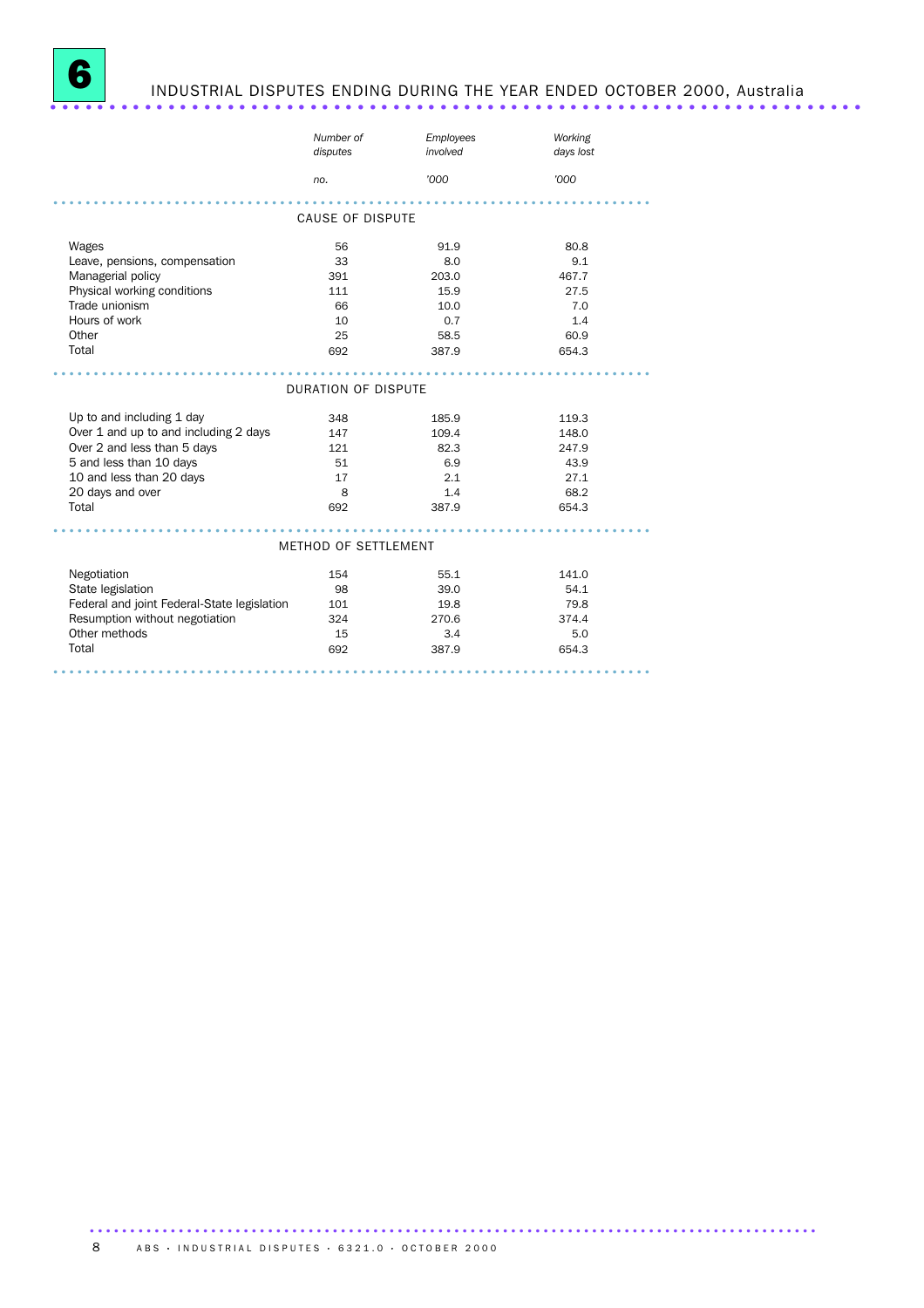## 6 INDUSTRIAL DISPUTES ENDING DURING THE YEAR ENDED OCTOBER 2000, Australia

| | *Number of disputes* | *Employees involved* | *Working days lost* |
|---|---|---|---|
| | *no.* | *'000* | *'000* |
| **CAUSE OF DISPUTE** | | | |
| Wages | 56 | 91.9 | 80.8 |
| Leave, pensions, compensation | 33 | 8.0 | 9.1 |
| Managerial policy | 391 | 203.0 | 467.7 |
| Physical working conditions | 111 | 15.9 | 27.5 |
| Trade unionism | 66 | 10.0 | 7.0 |
| Hours of work | 10 | 0.7 | 1.4 |
| Other | 25 | 58.5 | 60.9 |
| Total | 692 | 387.9 | 654.3 |
| **DURATION OF DISPUTE** | | | |
| Up to and including 1 day | 348 | 185.9 | 119.3 |
| Over 1 and up to and including 2 days | 147 | 109.4 | 148.0 |
| Over 2 and less than 5 days | 121 | 82.3 | 247.9 |
| 5 and less than 10 days | 51 | 6.9 | 43.9 |
| 10 and less than 20 days | 17 | 2.1 | 27.1 |
| 20 days and over | 8 | 1.4 | 68.2 |
| Total | 692 | 387.9 | 654.3 |
| **METHOD OF SETTLEMENT** | | | |
| Negotiation | 154 | 55.1 | 141.0 |
| State legislation | 98 | 39.0 | 54.1 |
| Federal and joint Federal-State legislation | 101 | 19.8 | 79.8 |
| Resumption without negotiation | 324 | 270.6 | 374.4 |
| Other methods | 15 | 3.4 | 5.0 |
| Total | 692 | 387.9 | 654.3 |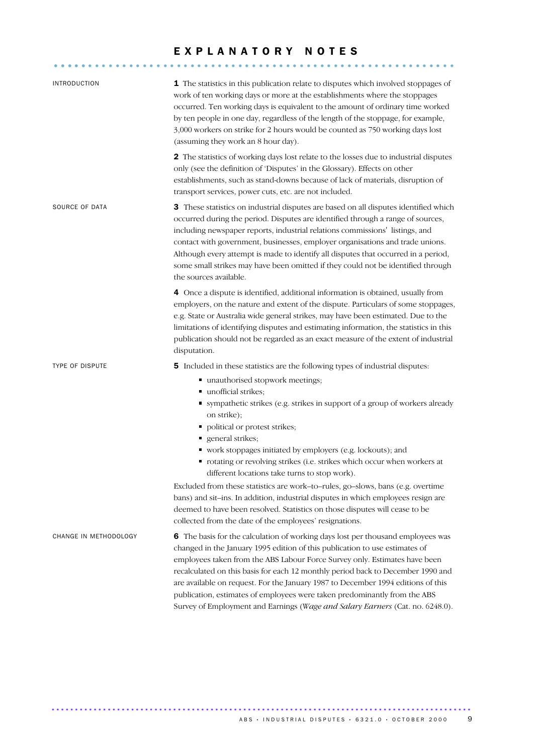# EXPLANATORY NOTES

## INTRODUCTION

**1** The statistics in this publication relate to disputes which involved stoppages of work of ten working days or more at the establishments where the stoppages occurred. Ten working days is equivalent to the amount of ordinary time worked by ten people in one day, regardless of the length of the stoppage, for example, 3,000 workers on strike for 2 hours would be counted as 750 working days lost (assuming they work an 8 hour day).

**2** The statistics of working days lost relate to the losses due to industrial disputes only (see the definition of 'Disputes' in the Glossary). Effects on other establishments, such as stand-downs because of lack of materials, disruption of transport services, power cuts, etc. are not included.

## SOURCE OF DATA

**3** These statistics on industrial disputes are based on all disputes identified which occurred during the period. Disputes are identified through a range of sources, including newspaper reports, industrial relations commissions' listings, and contact with government, businesses, employer organisations and trade unions. Although every attempt is made to identify all disputes that occurred in a period, some small strikes may have been omitted if they could not be identified through the sources available.

**4** Once a dispute is identified, additional information is obtained, usually from employers, on the nature and extent of the dispute. Particulars of some stoppages, e.g. State or Australia wide general strikes, may have been estimated. Due to the limitations of identifying disputes and estimating information, the statistics in this publication should not be regarded as an exact measure of the extent of industrial disputation.

## TYPE OF DISPUTE

**5** Included in these statistics are the following types of industrial disputes:

- unauthorised stopwork meetings;
- unofficial strikes;
- sympathetic strikes (e.g. strikes in support of a group of workers already on strike);
- political or protest strikes;
- general strikes;
- work stoppages initiated by employers (e.g. lockouts); and
- rotating or revolving strikes (i.e. strikes which occur when workers at different locations take turns to stop work).

Excluded from these statistics are work–to–rules, go–slows, bans (e.g. overtime bans) and sit–ins. In addition, industrial disputes in which employees resign are deemed to have been resolved. Statistics on those disputes will cease to be collected from the date of the employees' resignations.

## CHANGE IN METHODOLOGY

**6** The basis for the calculation of working days lost per thousand employees was changed in the January 1995 edition of this publication to use estimates of employees taken from the ABS Labour Force Survey only. Estimates have been recalculated on this basis for each 12 monthly period back to December 1990 and are available on request. For the January 1987 to December 1994 editions of this publication, estimates of employees were taken predominantly from the ABS Survey of Employment and Earnings (*Wage and Salary Earners* (Cat. no. 6248.0).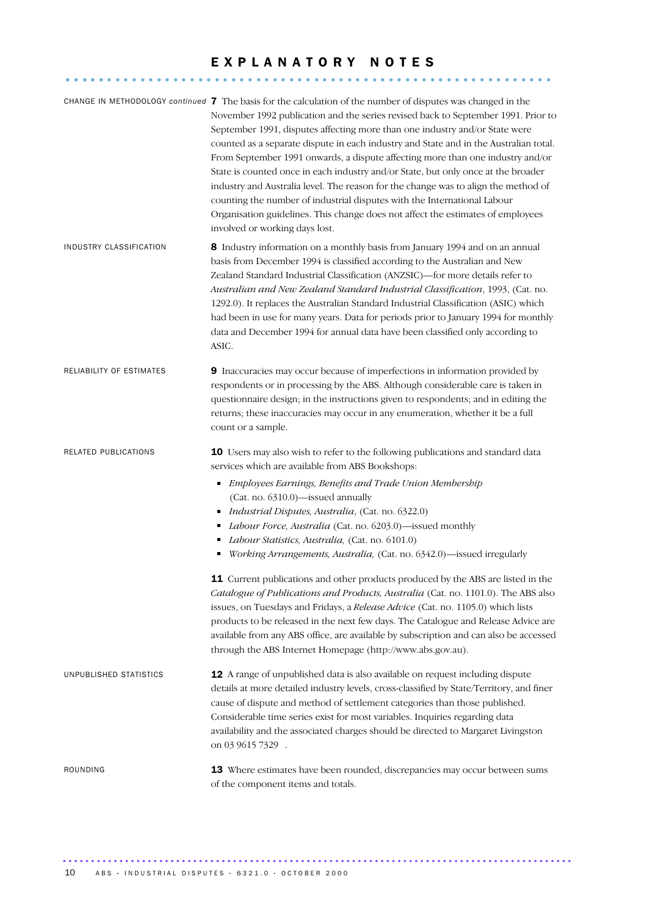# EXPLANATORY NOTES

**CHANGE IN METHODOLOGY** *continued*

**7** The basis for the calculation of the number of disputes was changed in the November 1992 publication and the series revised back to September 1991. Prior to September 1991, disputes affecting more than one industry and/or State were counted as a separate dispute in each industry and State and in the Australian total. From September 1991 onwards, a dispute affecting more than one industry and/or State is counted once in each industry and/or State, but only once at the broader industry and Australia level. The reason for the change was to align the method of counting the number of industrial disputes with the International Labour Organisation guidelines. This change does not affect the estimates of employees involved or working days lost.

**INDUSTRY CLASSIFICATION**

**8** Industry information on a monthly basis from January 1994 and on an annual basis from December 1994 is classified according to the Australian and New Zealand Standard Industrial Classification (ANZSIC)—for more details refer to *Australian and New Zealand Standard Industrial Classification*, 1993, (Cat. no. 1292.0). It replaces the Australian Standard Industrial Classification (ASIC) which had been in use for many years. Data for periods prior to January 1994 for monthly data and December 1994 for annual data have been classified only according to ASIC.

**RELIABILITY OF ESTIMATES**

**9** Inaccuracies may occur because of imperfections in information provided by respondents or in processing by the ABS. Although considerable care is taken in questionnaire design; in the instructions given to respondents; and in editing the returns; these inaccuracies may occur in any enumeration, whether it be a full count or a sample.

**RELATED PUBLICATIONS**

**10** Users may also wish to refer to the following publications and standard data services which are available from ABS Bookshops:

- *Employees Earnings, Benefits and Trade Union Membership* (Cat. no. 6310.0)—issued annually
- *Industrial Disputes, Australia*, (Cat. no. 6322.0)
- *Labour Force, Australia* (Cat. no. 6203.0)—issued monthly
- *Labour Statistics, Australia,* (Cat. no. 6101.0)
- *Working Arrangements, Australia,* (Cat. no. 6342.0)—issued irregularly

**11** Current publications and other products produced by the ABS are listed in the *Catalogue of Publications and Products, Australia* (Cat. no. 1101.0). The ABS also issues, on Tuesdays and Fridays, a *Release Advice* (Cat. no. 1105.0) which lists products to be released in the next few days. The Catalogue and Release Advice are available from any ABS office, are available by subscription and can also be accessed through the ABS Internet Homepage (http://www.abs.gov.au).

**UNPUBLISHED STATISTICS**

**12** A range of unpublished data is also available on request including dispute details at more detailed industry levels, cross-classified by State/Territory, and finer cause of dispute and method of settlement categories than those published. Considerable time series exist for most variables. Inquiries regarding data availability and the associated charges should be directed to Margaret Livingston on 03 9615 7329 .

**ROUNDING**

**13** Where estimates have been rounded, discrepancies may occur between sums of the component items and totals.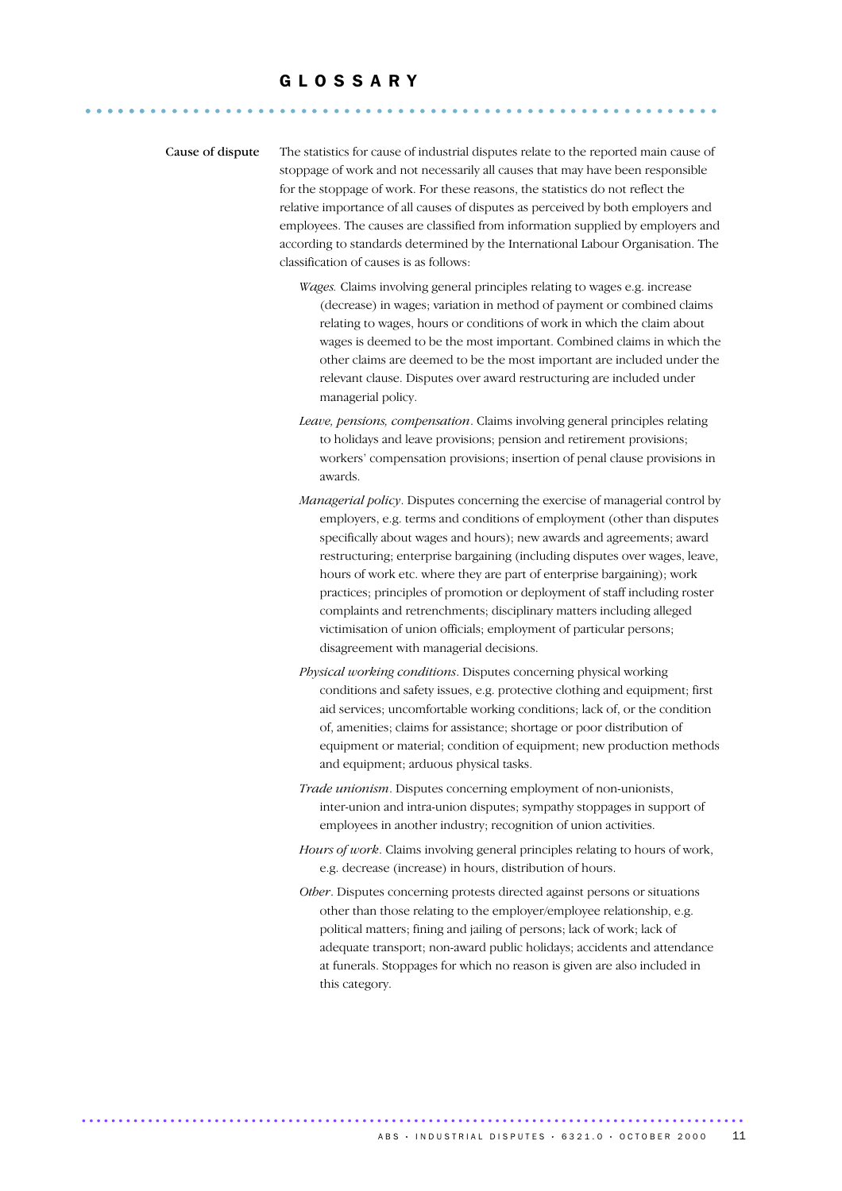# GLOSSARY

**Cause of dispute**

The statistics for cause of industrial disputes relate to the reported main cause of stoppage of work and not necessarily all causes that may have been responsible for the stoppage of work. For these reasons, the statistics do not reflect the relative importance of all causes of disputes as perceived by both employers and employees. The causes are classified from information supplied by employers and according to standards determined by the International Labour Organisation. The classification of causes is as follows:

*Wages.* Claims involving general principles relating to wages e.g. increase (decrease) in wages; variation in method of payment or combined claims relating to wages, hours or conditions of work in which the claim about wages is deemed to be the most important. Combined claims in which the other claims are deemed to be the most important are included under the relevant clause. Disputes over award restructuring are included under managerial policy.

*Leave, pensions, compensation*. Claims involving general principles relating to holidays and leave provisions; pension and retirement provisions; workers' compensation provisions; insertion of penal clause provisions in awards.

*Managerial policy*. Disputes concerning the exercise of managerial control by employers, e.g. terms and conditions of employment (other than disputes specifically about wages and hours); new awards and agreements; award restructuring; enterprise bargaining (including disputes over wages, leave, hours of work etc. where they are part of enterprise bargaining); work practices; principles of promotion or deployment of staff including roster complaints and retrenchments; disciplinary matters including alleged victimisation of union officials; employment of particular persons; disagreement with managerial decisions.

*Physical working conditions*. Disputes concerning physical working conditions and safety issues, e.g. protective clothing and equipment; first aid services; uncomfortable working conditions; lack of, or the condition of, amenities; claims for assistance; shortage or poor distribution of equipment or material; condition of equipment; new production methods and equipment; arduous physical tasks.

*Trade unionism*. Disputes concerning employment of non-unionists, inter-union and intra-union disputes; sympathy stoppages in support of employees in another industry; recognition of union activities.

*Hours of work*. Claims involving general principles relating to hours of work, e.g. decrease (increase) in hours, distribution of hours.

*Other*. Disputes concerning protests directed against persons or situations other than those relating to the employer/employee relationship, e.g. political matters; fining and jailing of persons; lack of work; lack of adequate transport; non-award public holidays; accidents and attendance at funerals. Stoppages for which no reason is given are also included in this category.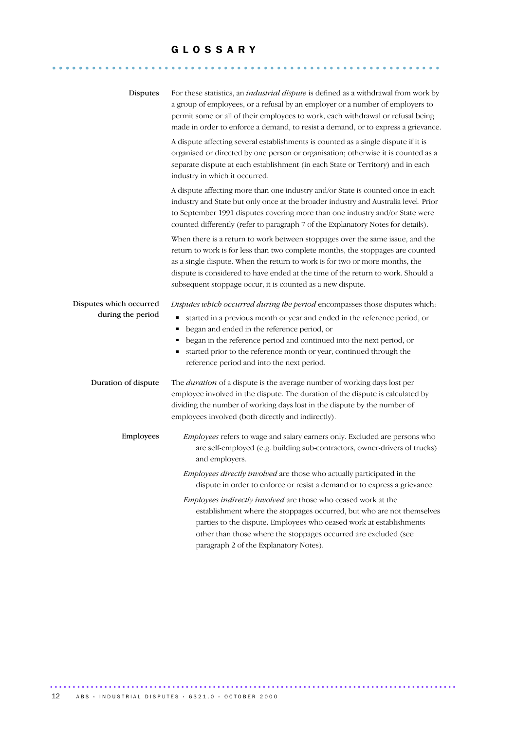# GLOSSARY

**Disputes**

For these statistics, an *industrial dispute* is defined as a withdrawal from work by a group of employees, or a refusal by an employer or a number of employers to permit some or all of their employees to work, each withdrawal or refusal being made in order to enforce a demand, to resist a demand, or to express a grievance.

A dispute affecting several establishments is counted as a single dispute if it is organised or directed by one person or organisation; otherwise it is counted as a separate dispute at each establishment (in each State or Territory) and in each industry in which it occurred.

A dispute affecting more than one industry and/or State is counted once in each industry and State but only once at the broader industry and Australia level. Prior to September 1991 disputes covering more than one industry and/or State were counted differently (refer to paragraph 7 of the Explanatory Notes for details).

When there is a return to work between stoppages over the same issue, and the return to work is for less than two complete months, the stoppages are counted as a single dispute. When the return to work is for two or more months, the dispute is considered to have ended at the time of the return to work. Should a subsequent stoppage occur, it is counted as a new dispute.

**Disputes which occurred during the period**

*Disputes which occurred during the period* encompasses those disputes which:

- started in a previous month or year and ended in the reference period, or
- began and ended in the reference period, or
- began in the reference period and continued into the next period, or
- started prior to the reference month or year, continued through the reference period and into the next period.

**Duration of dispute**

The *duration* of a dispute is the average number of working days lost per employee involved in the dispute. The duration of the dispute is calculated by dividing the number of working days lost in the dispute by the number of employees involved (both directly and indirectly).

**Employees**

*Employees* refers to wage and salary earners only. Excluded are persons who are self-employed (e.g. building sub-contractors, owner-drivers of trucks) and employers.

*Employees directly involved* are those who actually participated in the dispute in order to enforce or resist a demand or to express a grievance.

*Employees indirectly involved* are those who ceased work at the establishment where the stoppages occurred, but who are not themselves parties to the dispute. Employees who ceased work at establishments other than those where the stoppages occurred are excluded (see paragraph 2 of the Explanatory Notes).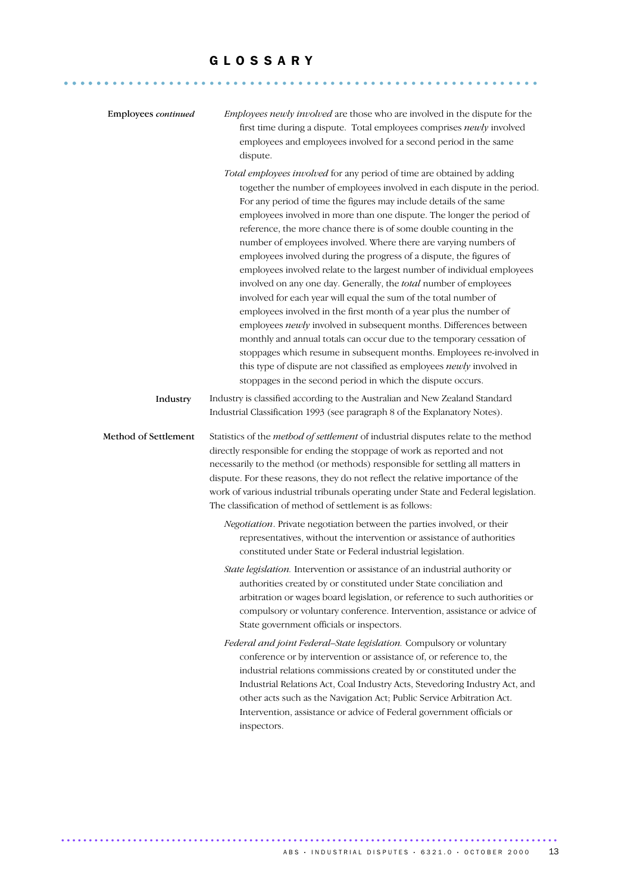# GLOSSARY

**Employees** *continued*

*Employees newly involved* are those who are involved in the dispute for the first time during a dispute. Total employees comprises *newly* involved employees and employees involved for a second period in the same dispute.

*Total employees involved* for any period of time are obtained by adding together the number of employees involved in each dispute in the period. For any period of time the figures may include details of the same employees involved in more than one dispute. The longer the period of reference, the more chance there is of some double counting in the number of employees involved. Where there are varying numbers of employees involved during the progress of a dispute, the figures of employees involved relate to the largest number of individual employees involved on any one day. Generally, the *total* number of employees involved for each year will equal the sum of the total number of employees involved in the first month of a year plus the number of employees *newly* involved in subsequent months. Differences between monthly and annual totals can occur due to the temporary cessation of stoppages which resume in subsequent months. Employees re-involved in this type of dispute are not classified as employees *newly* involved in stoppages in the second period in which the dispute occurs.

**Industry**

Industry is classified according to the Australian and New Zealand Standard Industrial Classification 1993 (see paragraph 8 of the Explanatory Notes).

**Method of Settlement**

Statistics of the *method of settlement* of industrial disputes relate to the method directly responsible for ending the stoppage of work as reported and not necessarily to the method (or methods) responsible for settling all matters in dispute. For these reasons, they do not reflect the relative importance of the work of various industrial tribunals operating under State and Federal legislation. The classification of method of settlement is as follows:

*Negotiation*. Private negotiation between the parties involved, or their representatives, without the intervention or assistance of authorities constituted under State or Federal industrial legislation.

*State legislation.* Intervention or assistance of an industrial authority or authorities created by or constituted under State conciliation and arbitration or wages board legislation, or reference to such authorities or compulsory or voluntary conference. Intervention, assistance or advice of State government officials or inspectors.

*Federal and joint Federal–State legislation.* Compulsory or voluntary conference or by intervention or assistance of, or reference to, the industrial relations commissions created by or constituted under the Industrial Relations Act, Coal Industry Acts, Stevedoring Industry Act, and other acts such as the Navigation Act; Public Service Arbitration Act. Intervention, assistance or advice of Federal government officials or inspectors.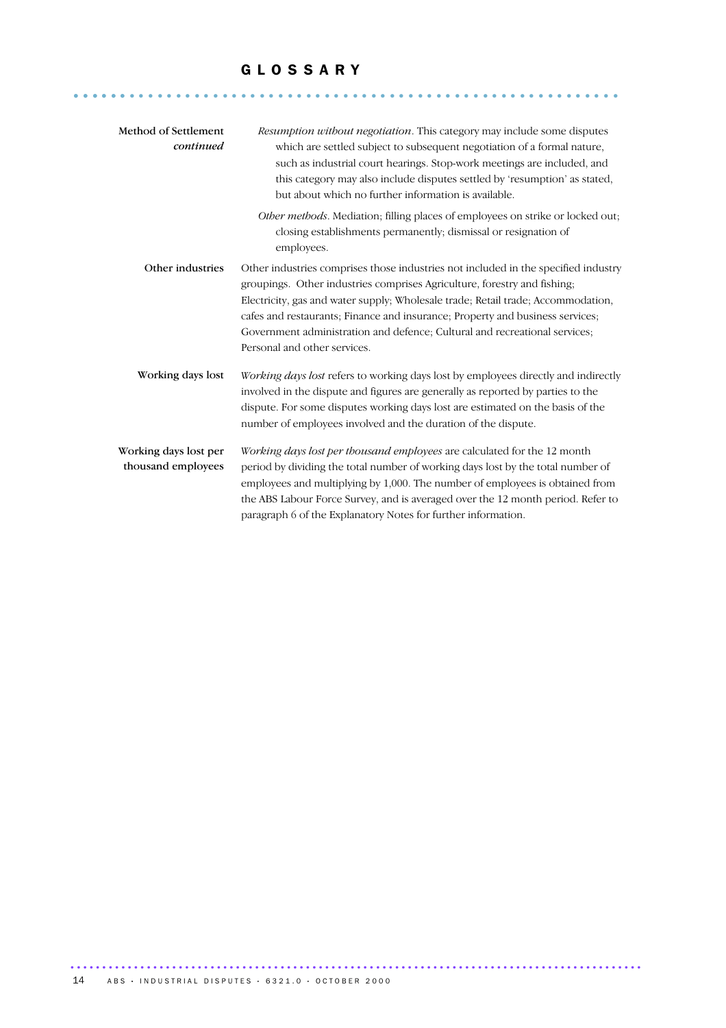# GLOSSARY

**Method of Settlement** *continued*

*Resumption without negotiation*. This category may include some disputes which are settled subject to subsequent negotiation of a formal nature, such as industrial court hearings. Stop-work meetings are included, and this category may also include disputes settled by 'resumption' as stated, but about which no further information is available.

*Other methods*. Mediation; filling places of employees on strike or locked out; closing establishments permanently; dismissal or resignation of employees.

**Other industries**

Other industries comprises those industries not included in the specified industry groupings. Other industries comprises Agriculture, forestry and fishing; Electricity, gas and water supply; Wholesale trade; Retail trade; Accommodation, cafes and restaurants; Finance and insurance; Property and business services; Government administration and defence; Cultural and recreational services; Personal and other services.

**Working days lost**

*Working days lost* refers to working days lost by employees directly and indirectly involved in the dispute and figures are generally as reported by parties to the dispute. For some disputes working days lost are estimated on the basis of the number of employees involved and the duration of the dispute.

**Working days lost per thousand employees**

*Working days lost per thousand employees* are calculated for the 12 month period by dividing the total number of working days lost by the total number of employees and multiplying by 1,000. The number of employees is obtained from the ABS Labour Force Survey, and is averaged over the 12 month period. Refer to paragraph 6 of the Explanatory Notes for further information.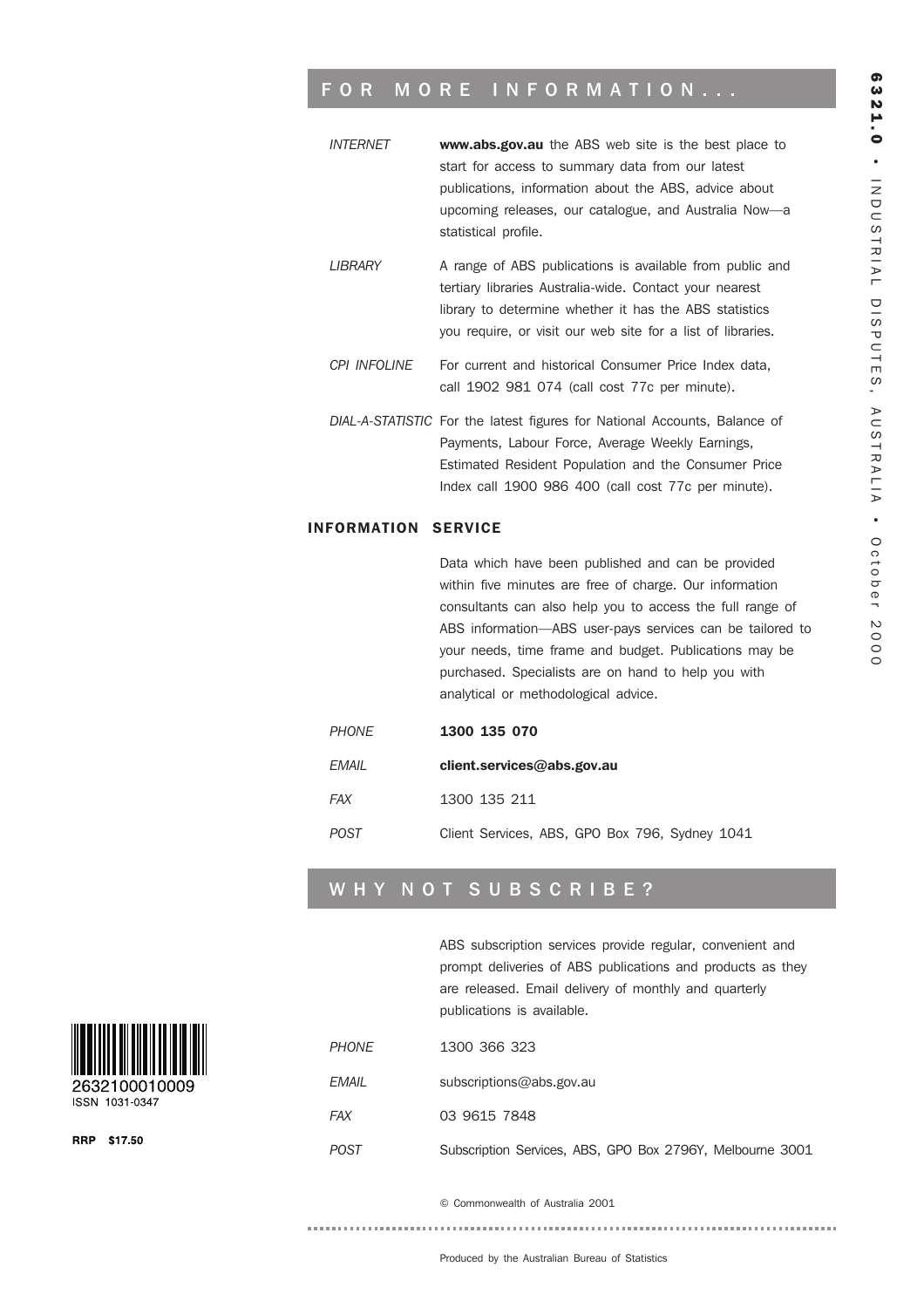## FOR MORE INFORMATION...

*INTERNET* **www.abs.gov.au** the ABS web site is the best place to start for access to summary data from our latest publications, information about the ABS, advice about upcoming releases, our catalogue, and Australia Now—a statistical profile.

*LIBRARY* A range of ABS publications is available from public and tertiary libraries Australia-wide. Contact your nearest library to determine whether it has the ABS statistics you require, or visit our web site for a list of libraries.

*CPI INFOLINE* For current and historical Consumer Price Index data, call 1902 981 074 (call cost 77c per minute).

*DIAL-A-STATISTIC* For the latest figures for National Accounts, Balance of Payments, Labour Force, Average Weekly Earnings, Estimated Resident Population and the Consumer Price Index call 1900 986 400 (call cost 77c per minute).

### INFORMATION SERVICE

Data which have been published and can be provided within five minutes are free of charge. Our information consultants can also help you to access the full range of ABS information—ABS user-pays services can be tailored to your needs, time frame and budget. Publications may be purchased. Specialists are on hand to help you with analytical or methodological advice.

| | |
|---|---|
| *PHONE* | **1300 135 070** |
| *EMAIL* | **client.services@abs.gov.au** |
| *FAX* | 1300 135 211 |
| *POST* | Client Services, ABS, GPO Box 796, Sydney 1041 |

## WHY NOT SUBSCRIBE?

ABS subscription services provide regular, convenient and prompt deliveries of ABS publications and products as they are released. Email delivery of monthly and quarterly publications is available.

| | |
|---|---|
| *PHONE* | 1300 366 323 |
| *EMAIL* | subscriptions@abs.gov.au |
| *FAX* | 03 9615 7848 |
| *POST* | Subscription Services, ABS, GPO Box 2796Y, Melbourne 3001 |

2632100010009

ISSN 1031-0347

**RRP $17.50**

© Commonwealth of Australia 2001

Produced by the Australian Bureau of Statistics